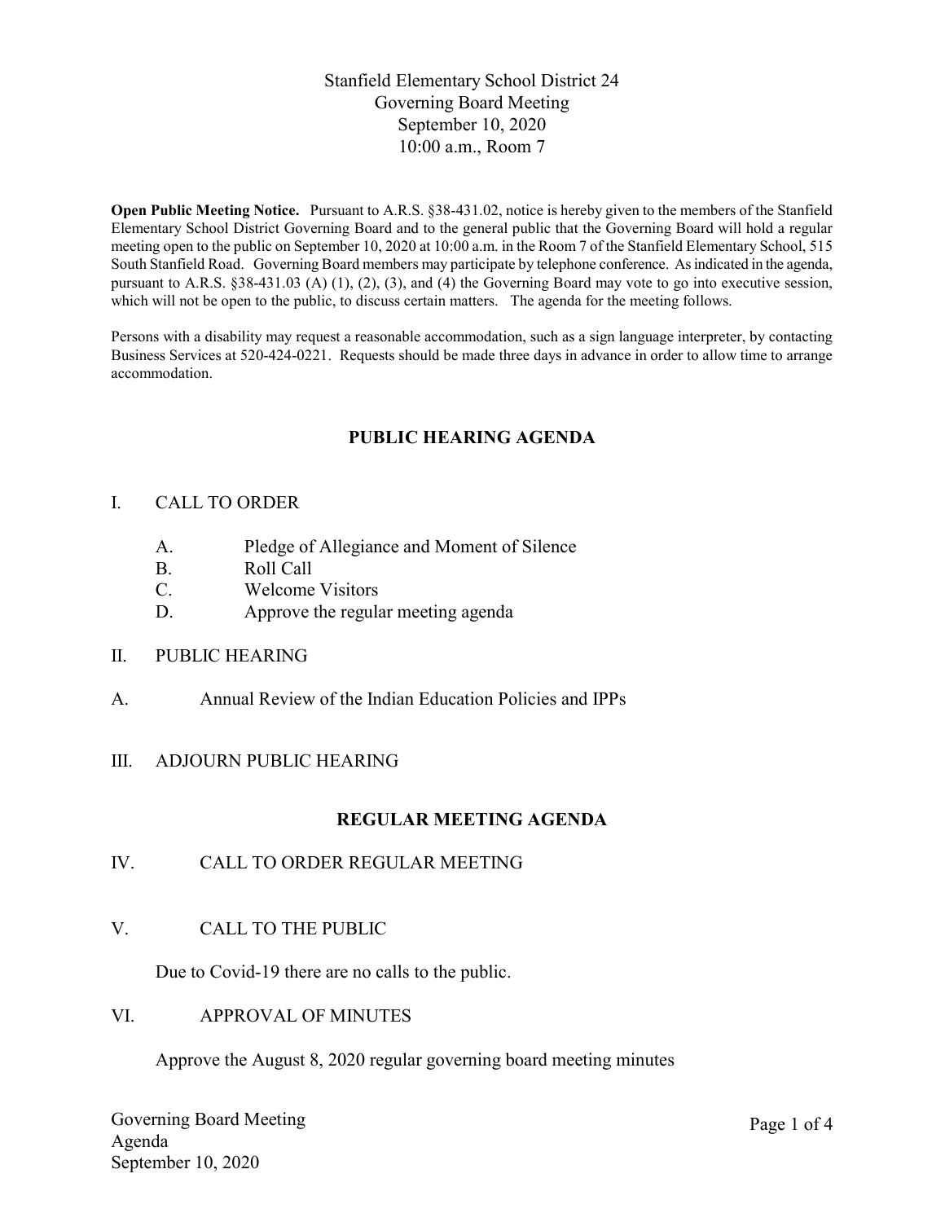Stanfield Elementary School District 24
Governing Board Meeting
September 10, 2020
10:00 a.m., Room 7

**Open Public Meeting Notice.** Pursuant to A.R.S. §38-431.02, notice is hereby given to the members of the Stanfield Elementary School District Governing Board and to the general public that the Governing Board will hold a regular meeting open to the public on September 10, 2020 at 10:00 a.m. in the Room 7 of the Stanfield Elementary School, 515 South Stanfield Road. Governing Board members may participate by telephone conference. As indicated in the agenda, pursuant to A.R.S. §38-431.03 (A) (1), (2), (3), and (4) the Governing Board may vote to go into executive session, which will not be open to the public, to discuss certain matters. The agenda for the meeting follows.

Persons with a disability may request a reasonable accommodation, such as a sign language interpreter, by contacting Business Services at 520-424-0221. Requests should be made three days in advance in order to allow time to arrange accommodation.

## PUBLIC HEARING AGENDA

I. CALL TO ORDER

- A. Pledge of Allegiance and Moment of Silence
- B. Roll Call
- C. Welcome Visitors
- D. Approve the regular meeting agenda

II. PUBLIC HEARING

A. Annual Review of the Indian Education Policies and IPPs

III. ADJOURN PUBLIC HEARING

## REGULAR MEETING AGENDA

IV. CALL TO ORDER REGULAR MEETING

V. CALL TO THE PUBLIC

Due to Covid-19 there are no calls to the public.

VI. APPROVAL OF MINUTES

Approve the August 8, 2020 regular governing board meeting minutes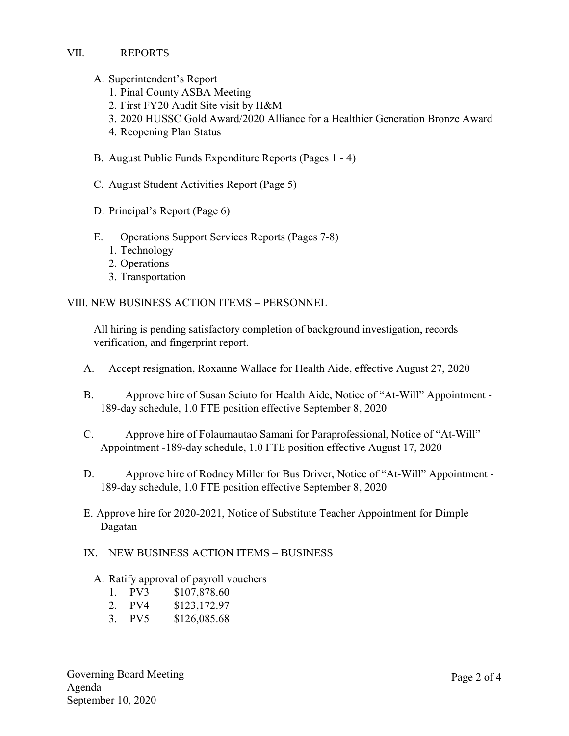## VII. REPORTS

A. Superintendent's Report
   1. Pinal County ASBA Meeting
   2. First FY20 Audit Site visit by H&M
   3. 2020 HUSSC Gold Award/2020 Alliance for a Healthier Generation Bronze Award
   4. Reopening Plan Status

B. August Public Funds Expenditure Reports (Pages 1 - 4)

C. August Student Activities Report (Page 5)

D. Principal's Report (Page 6)

E. Operations Support Services Reports (Pages 7-8)
   1. Technology
   2. Operations
   3. Transportation

## VIII. NEW BUSINESS ACTION ITEMS – PERSONNEL

All hiring is pending satisfactory completion of background investigation, records verification, and fingerprint report.

A. Accept resignation, Roxanne Wallace for Health Aide, effective August 27, 2020

B. Approve hire of Susan Sciuto for Health Aide, Notice of "At-Will" Appointment - 189-day schedule, 1.0 FTE position effective September 8, 2020

C. Approve hire of Folaumautao Samani for Paraprofessional, Notice of "At-Will" Appointment -189-day schedule, 1.0 FTE position effective August 17, 2020

D. Approve hire of Rodney Miller for Bus Driver, Notice of "At-Will" Appointment - 189-day schedule, 1.0 FTE position effective September 8, 2020

E. Approve hire for 2020-2021, Notice of Substitute Teacher Appointment for Dimple Dagatan

## IX. NEW BUSINESS ACTION ITEMS – BUSINESS

A. Ratify approval of payroll vouchers
   1. PV3 $107,878.60
   2. PV4 $123,172.97
   3. PV5 $126,085.68

Governing Board Meeting
Agenda
September 10, 2020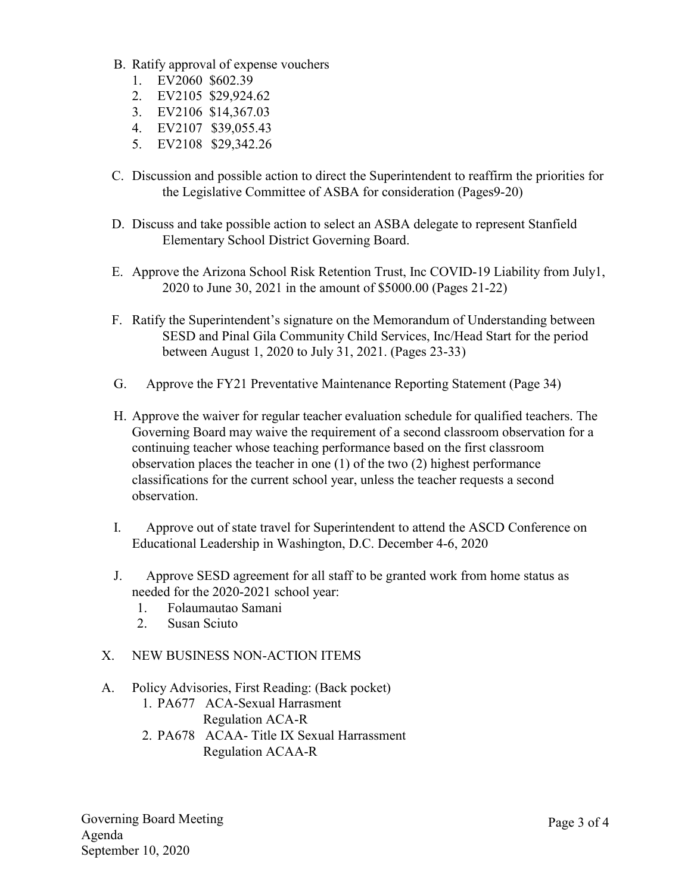B. Ratify approval of expense vouchers
   1. EV2060 $602.39
   2. EV2105 $29,924.62
   3. EV2106 $14,367.03
   4. EV2107 $39,055.43
   5. EV2108 $29,342.26

C. Discussion and possible action to direct the Superintendent to reaffirm the priorities for the Legislative Committee of ASBA for consideration (Pages9-20)

D. Discuss and take possible action to select an ASBA delegate to represent Stanfield Elementary School District Governing Board.

E. Approve the Arizona School Risk Retention Trust, Inc COVID-19 Liability from July1, 2020 to June 30, 2021 in the amount of $5000.00 (Pages 21-22)

F. Ratify the Superintendent's signature on the Memorandum of Understanding between SESD and Pinal Gila Community Child Services, Inc/Head Start for the period between August 1, 2020 to July 31, 2021. (Pages 23-33)

G. Approve the FY21 Preventative Maintenance Reporting Statement (Page 34)

H. Approve the waiver for regular teacher evaluation schedule for qualified teachers. The Governing Board may waive the requirement of a second classroom observation for a continuing teacher whose teaching performance based on the first classroom observation places the teacher in one (1) of the two (2) highest performance classifications for the current school year, unless the teacher requests a second observation.

I. Approve out of state travel for Superintendent to attend the ASCD Conference on Educational Leadership in Washington, D.C. December 4-6, 2020

J. Approve SESD agreement for all staff to be granted work from home status as needed for the 2020-2021 school year:
   1. Folaumautao Samani
   2. Susan Sciuto

X. NEW BUSINESS NON-ACTION ITEMS

A. Policy Advisories, First Reading: (Back pocket)
   1. PA677 ACA-Sexual Harrasment
      Regulation ACA-R
   2. PA678 ACAA- Title IX Sexual Harrassment
      Regulation ACAA-R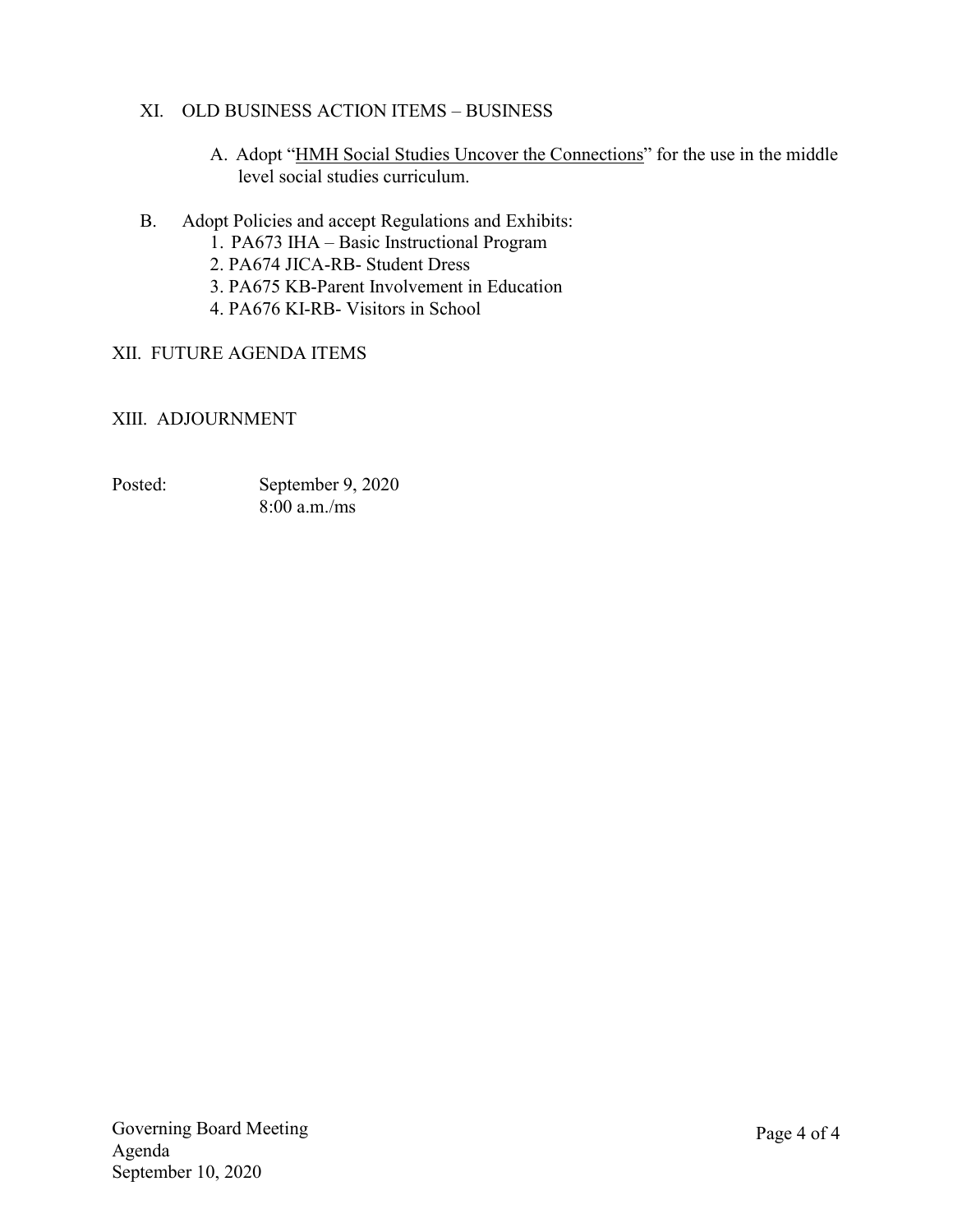## XI. OLD BUSINESS ACTION ITEMS – BUSINESS

A. Adopt "HMH Social Studies Uncover the Connections" for the use in the middle level social studies curriculum.

B. Adopt Policies and accept Regulations and Exhibits:

1. PA673 IHA – Basic Instructional Program
2. PA674 JICA-RB- Student Dress
3. PA675 KB-Parent Involvement in Education
4. PA676 KI-RB- Visitors in School

## XII. FUTURE AGENDA ITEMS

## XIII. ADJOURNMENT

Posted: September 9, 2020
8:00 a.m./ms